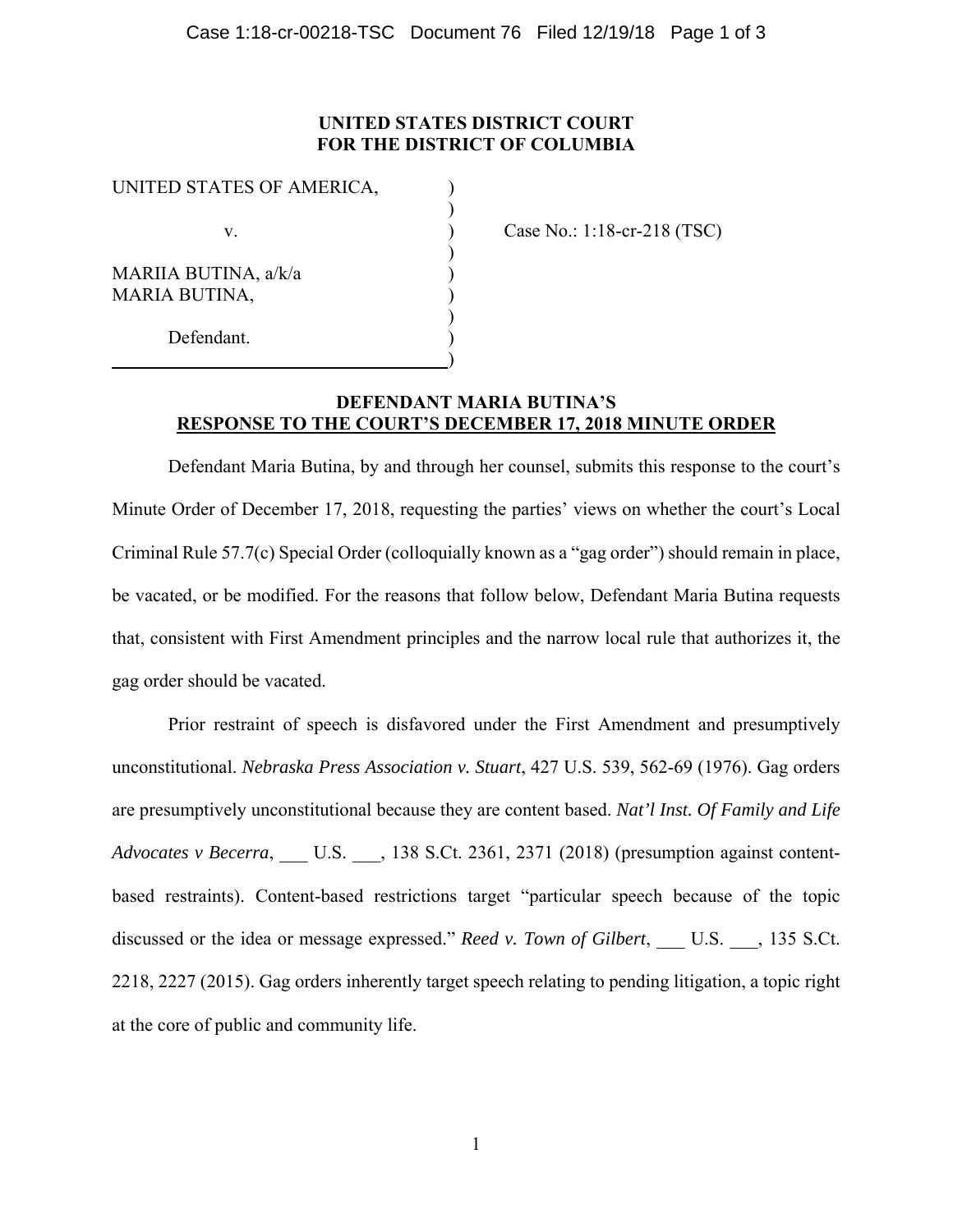**UNITED STATES DISTRICT COURT**
**FOR THE DISTRICT OF COLUMBIA**

| | | |
|---|---|---|
| UNITED STATES OF AMERICA, | ) | |
| | ) | |
| v. | ) | Case No.: 1:18-cr-218 (TSC) |
| | ) | |
| MARIIA BUTINA, a/k/a | ) | |
| MARIA BUTINA, | ) | |
| | ) | |
| Defendant. | ) | |
| | ) | |

**DEFENDANT MARIA BUTINA'S**
**RESPONSE TO THE COURT'S DECEMBER 17, 2018 MINUTE ORDER**

Defendant Maria Butina, by and through her counsel, submits this response to the court's Minute Order of December 17, 2018, requesting the parties' views on whether the court's Local Criminal Rule 57.7(c) Special Order (colloquially known as a "gag order") should remain in place, be vacated, or be modified. For the reasons that follow below, Defendant Maria Butina requests that, consistent with First Amendment principles and the narrow local rule that authorizes it, the gag order should be vacated.

Prior restraint of speech is disfavored under the First Amendment and presumptively unconstitutional. *Nebraska Press Association v. Stuart*, 427 U.S. 539, 562-69 (1976). Gag orders are presumptively unconstitutional because they are content based. *Nat'l Inst. Of Family and Life Advocates v Becerra*, ___ U.S. ___, 138 S.Ct. 2361, 2371 (2018) (presumption against content-based restraints). Content-based restrictions target "particular speech because of the topic discussed or the idea or message expressed." *Reed v. Town of Gilbert*, ___ U.S. ___, 135 S.Ct. 2218, 2227 (2015). Gag orders inherently target speech relating to pending litigation, a topic right at the core of public and community life.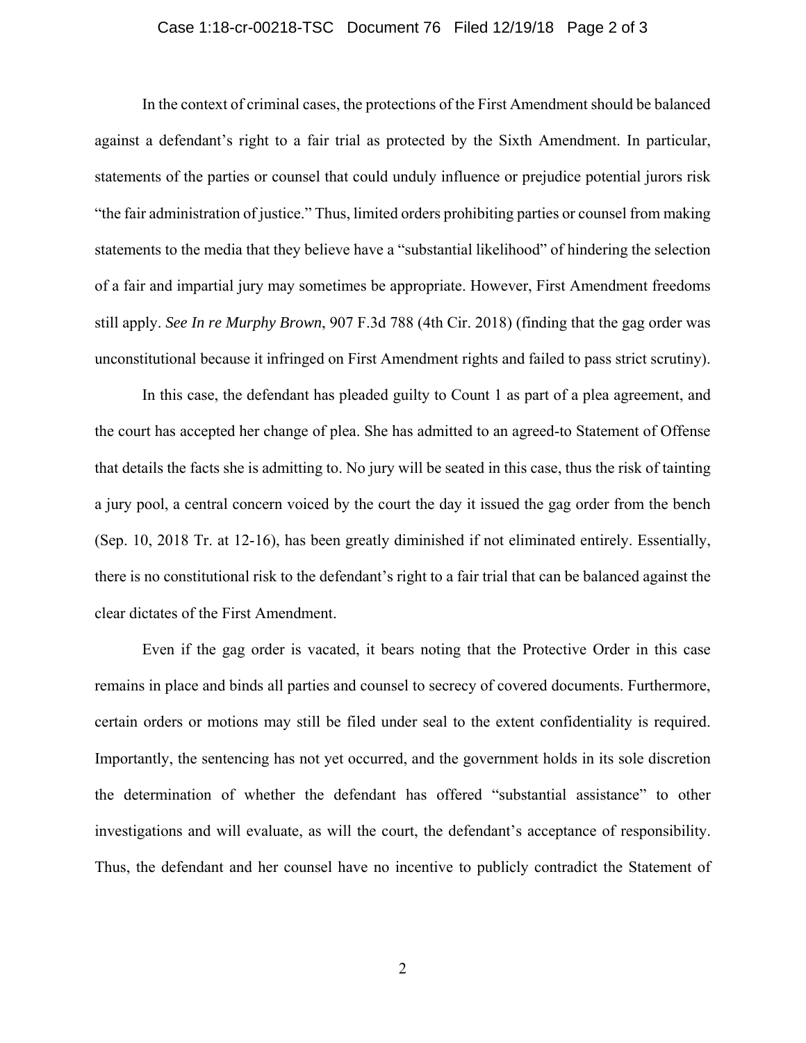In the context of criminal cases, the protections of the First Amendment should be balanced against a defendant's right to a fair trial as protected by the Sixth Amendment. In particular, statements of the parties or counsel that could unduly influence or prejudice potential jurors risk "the fair administration of justice." Thus, limited orders prohibiting parties or counsel from making statements to the media that they believe have a "substantial likelihood" of hindering the selection of a fair and impartial jury may sometimes be appropriate. However, First Amendment freedoms still apply. *See In re Murphy Brown*, 907 F.3d 788 (4th Cir. 2018) (finding that the gag order was unconstitutional because it infringed on First Amendment rights and failed to pass strict scrutiny).

In this case, the defendant has pleaded guilty to Count 1 as part of a plea agreement, and the court has accepted her change of plea. She has admitted to an agreed-to Statement of Offense that details the facts she is admitting to. No jury will be seated in this case, thus the risk of tainting a jury pool, a central concern voiced by the court the day it issued the gag order from the bench (Sep. 10, 2018 Tr. at 12-16), has been greatly diminished if not eliminated entirely. Essentially, there is no constitutional risk to the defendant's right to a fair trial that can be balanced against the clear dictates of the First Amendment.

Even if the gag order is vacated, it bears noting that the Protective Order in this case remains in place and binds all parties and counsel to secrecy of covered documents. Furthermore, certain orders or motions may still be filed under seal to the extent confidentiality is required. Importantly, the sentencing has not yet occurred, and the government holds in its sole discretion the determination of whether the defendant has offered "substantial assistance" to other investigations and will evaluate, as will the court, the defendant's acceptance of responsibility. Thus, the defendant and her counsel have no incentive to publicly contradict the Statement of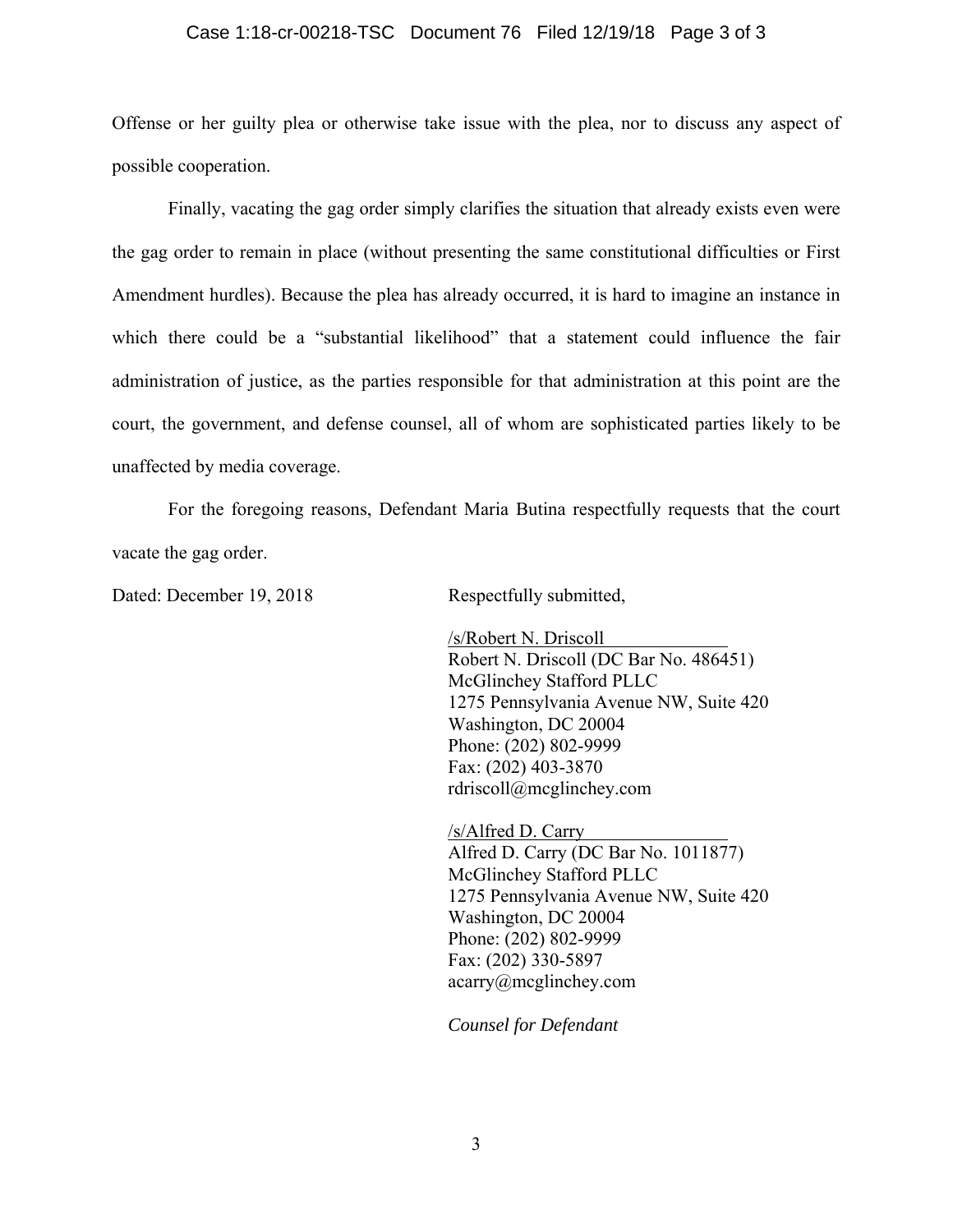Offense or her guilty plea or otherwise take issue with the plea, nor to discuss any aspect of possible cooperation.

Finally, vacating the gag order simply clarifies the situation that already exists even were the gag order to remain in place (without presenting the same constitutional difficulties or First Amendment hurdles). Because the plea has already occurred, it is hard to imagine an instance in which there could be a "substantial likelihood" that a statement could influence the fair administration of justice, as the parties responsible for that administration at this point are the court, the government, and defense counsel, all of whom are sophisticated parties likely to be unaffected by media coverage.

For the foregoing reasons, Defendant Maria Butina respectfully requests that the court vacate the gag order.

Dated: December 19, 2018

Respectfully submitted,

/s/Robert N. Driscoll
Robert N. Driscoll (DC Bar No. 486451)
McGlinchey Stafford PLLC
1275 Pennsylvania Avenue NW, Suite 420
Washington, DC 20004
Phone: (202) 802-9999
Fax: (202) 403-3870
rdriscoll@mcglinchey.com

/s/Alfred D. Carry
Alfred D. Carry (DC Bar No. 1011877)
McGlinchey Stafford PLLC
1275 Pennsylvania Avenue NW, Suite 420
Washington, DC 20004
Phone: (202) 802-9999
Fax: (202) 330-5897
acarry@mcglinchey.com

*Counsel for Defendant*